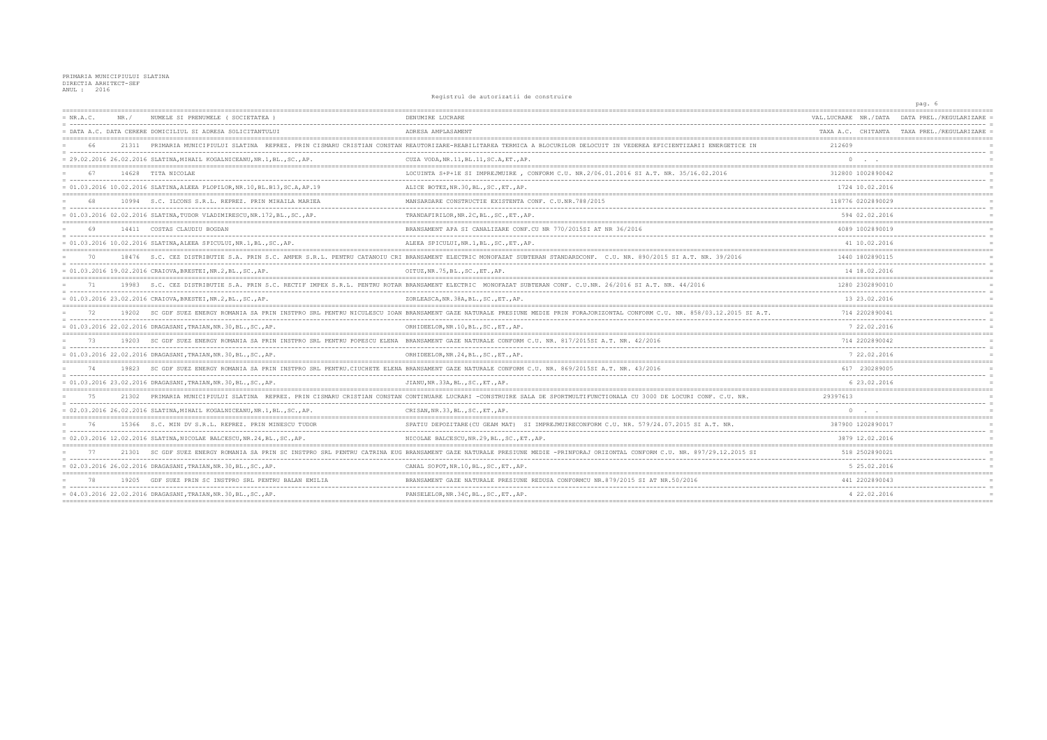PRIMARIA MUNICIPIULUI SLATINA
DIRECTIA ARHITECT-SEF
ANUL : 2016

Registrul de autorizatii de construire

| NR.A.C. / DATA A.C. | NR./ DATA CERERE | NUMELE SI PRENUMELE ( SOCIETATEA ) / DOMICILIUL SI ADRESA SOLICITANTULUI | DENUMIRE LUCRARE / ADRESA AMPLASAMENT | VAL.LUCRARE / TAXA A.C. | NR./DATA CHITANTA | DATA PREL./REGULARIZARE / TAXA PREL./REGULARIZARE |
|---|---|---|---|---|---|---|
| 66 | 21311 | PRIMARIA MUNICIPIULUI SLATINA REPREZ. PRIN CISMARU CRISTIAN CONSTAN | REAUTORIZARE-REABILITAREA TERMICA A BLOCURILOR DELOCUIT IN VEDEREA EFICIENTIZARII ENERGETICE IN | 212609 | | |
| 29.02.2016 | 26.02.2016 | SLATINA,MIHAIL KOGALNICEANU,NR.1,BL.,SC.,AP. | CUZA VODA,NR.11,BL.11,SC.A,ET.,AP. | 0 | . . | |
| 67 | 14628 | TITA NICOLAE | LOCUINTA S+P+1E SI IMPREJMUIRE , CONFORM C.U. NR.2/06.01.2016 SI A.T. NR. 35/16.02.2016 | 312800 | 1002890042 | |
| 01.03.2016 | 10.02.2016 | SLATINA,ALEEA PLOPILOR,NR.10,BL.B13,SC.A,AP.19 | ALICE BOTEZ,NR.30,BL.,SC.,ET.,AP. | 1724 | 10.02.2016 | |
| 68 | 10994 | S.C. ILCONS S.R.L. REPREZ. PRIN MIHAILA MARIEA | MANSARDARE CONSTRUCTIE EXISTENTA CONF. C.U.NR.788/2015 | 118776 | 0202890029 | |
| 01.03.2016 | 02.02.2016 | SLATINA,TUDOR VLADIMIRESCU,NR.172,BL.,SC.,AP. | TRANDAFIRILOR,NR.2C,BL.,SC.,ET.,AP. | 594 | 02.02.2016 | |
| 69 | 14411 | COSTAS CLAUDIU BOGDAN | BRANSAMENT APA SI CANALIZARE CONF.CU NR 770/2015SI AT NR 36/2016 | 4089 | 1002890019 | |
| 01.03.2016 | 10.02.2016 | SLATINA,ALEEA SPICULUI,NR.1,BL.,SC.,AP. | ALEEA SPICULUI,NR.1,BL.,SC.,ET.,AP. | 41 | 10.02.2016 | |
| 70 | 18476 | S.C. CEZ DISTRIBUTIE S.A. PRIN S.C. AMPER S.R.L. PENTRU CATANOIU CRI | BRANSAMENT ELECTRIC MONOFAZAT SUBTERAN STANDARDCONF. C.U. NR. 890/2015 SI A.T. NR. 39/2016 | 1440 | 1802890115 | |
| 01.03.2016 | 19.02.2016 | CRAIOVA,BRESTEI,NR.2,BL.,SC.,AP. | OITUZ,NR.75,BL.,SC.,ET.,AP. | 14 | 18.02.2016 | |
| 71 | 19983 | S.C. CEZ DISTRIBUTIE S.A. PRIN S.C. RECTIF IMPEX S.R.L. PENTRU ROTAR | BRANSAMENT ELECTRIC MONOFAZAT SUBTERAN CONF. C.U.NR. 26/2016 SI A.T. NR. 44/2016 | 1280 | 2302890010 | |
| 01.03.2016 | 23.02.2016 | CRAIOVA,BRESTEI,NR.2,BL.,SC.,AP. | ZORLEASCA,NR.38A,BL.,SC.,ET.,AP. | 13 | 23.02.2016 | |
| 72 | 19202 | SC GDF SUEZ ENERGY ROMANIA SA PRIN INSTPRO SRL PENTRU NICULESCU IOAN | BRANSAMENT GAZE NATURALE PRESIUNE MEDIE PRIN FORAJORIZONTAL CONFORM C.U. NR. 858/03.12.2015 SI A.T. | 714 | 2202890041 | |
| 01.03.2016 | 22.02.2016 | DRAGASANI,TRAIAN,NR.30,BL.,SC.,AP. | ORHIDEELOR,NR.10,BL.,SC.,ET.,AP. | 7 | 22.02.2016 | |
| 73 | 19203 | SC GDF SUEZ ENERGY ROMANIA SA PRIN INSTPRO SRL PENTRU POPESCU ELENA | BRANSAMENT GAZE NATURALE CONFORM C.U. NR. 817/2015SI A.T. NR. 42/2016 | 714 | 2202890042 | |
| 01.03.2016 | 22.02.2016 | DRAGASANI,TRAIAN,NR.30,BL.,SC.,AP. | ORHIDEELOR,NR.24,BL.,SC.,ET.,AP. | 7 | 22.02.2016 | |
| 74 | 19823 | SC GDF SUEZ ENERGY ROMANIA SA PRIN INSTPRO SRL PENTRU.CIUCHETE ELENA | BRANSAMENT GAZE NATURALE CONFORM C.U. NR. 869/2015SI A.T. NR. 43/2016 | 617 | 230289005 | |
| 01.03.2016 | 23.02.2016 | DRAGASANI,TRAIAN,NR.30,BL.,SC.,AP. | JIANU,NR.33A,BL.,SC.,ET.,AP. | 6 | 23.02.2016 | |
| 75 | 21302 | PRIMARIA MUNICIPIULUI SLATINA REPREZ. PRIN CISMARU CRISTIAN CONSTAN | CONTINUARE LUCRARI -CONSTRUIRE SALA DE SPORTMULTIFUNCTIONALA CU 3000 DE LOCURI CONF. C.U. NR. | 29397613 | | |
| 02.03.2016 | 26.02.2016 | SLATINA,MIHAIL KOGALNICEANU,NR.1,BL.,SC.,AP. | CRISAN,NR.33,BL.,SC.,ET.,AP. | 0 | . . | |
| 76 | 15366 | S.C. MIN DV S.R.L. REPREZ. PRIN MINESCU TUDOR | SPATIU DEPOZITARE(CU GEAM MAT) SI IMPREJMUIRECONFORM C.U. NR. 579/24.07.2015 SI A.T. NR. | 387900 | 1202890017 | |
| 02.03.2016 | 12.02.2016 | SLATINA,NICOLAE BALCESCU,NR.24,BL.,SC.,AP. | NICOLAE BALCESCU,NR.29,BL.,SC.,ET.,AP. | 3879 | 12.02.2016 | |
| 77 | 21301 | SC GDF SUEZ ENERGY ROMANIA SA PRIN SC INSTPRO SRL PENTRU CATRINA EUG | BRANSAMENT GAZE NATURALE PRESIUNE MEDIE -PRINFORAJ ORIZONTAL CONFORM C.U. NR. 897/29.12.2015 SI | 518 | 2502890021 | |
| 02.03.2016 | 26.02.2016 | DRAGASANI,TRAIAN,NR.30,BL.,SC.,AP. | CANAL SOPOT,NR.10,BL.,SC.,ET.,AP. | 5 | 25.02.2016 | |
| 78 | 19205 | GDF SUEZ PRIN SC INSTPRO SRL PENTRU BALAN EMILIA | BRANSAMENT GAZE NATURALE PRESIUNE REDUSA CONFORMCU NR.879/2015 SI AT NR.50/2016 | 441 | 2202890043 | |
| 04.03.2016 | 22.02.2016 | DRAGASANI,TRAIAN,NR.30,BL.,SC.,AP. | PANSELELOR,NR.34C,BL.,SC.,ET.,AP. | 4 | 22.02.2016 | |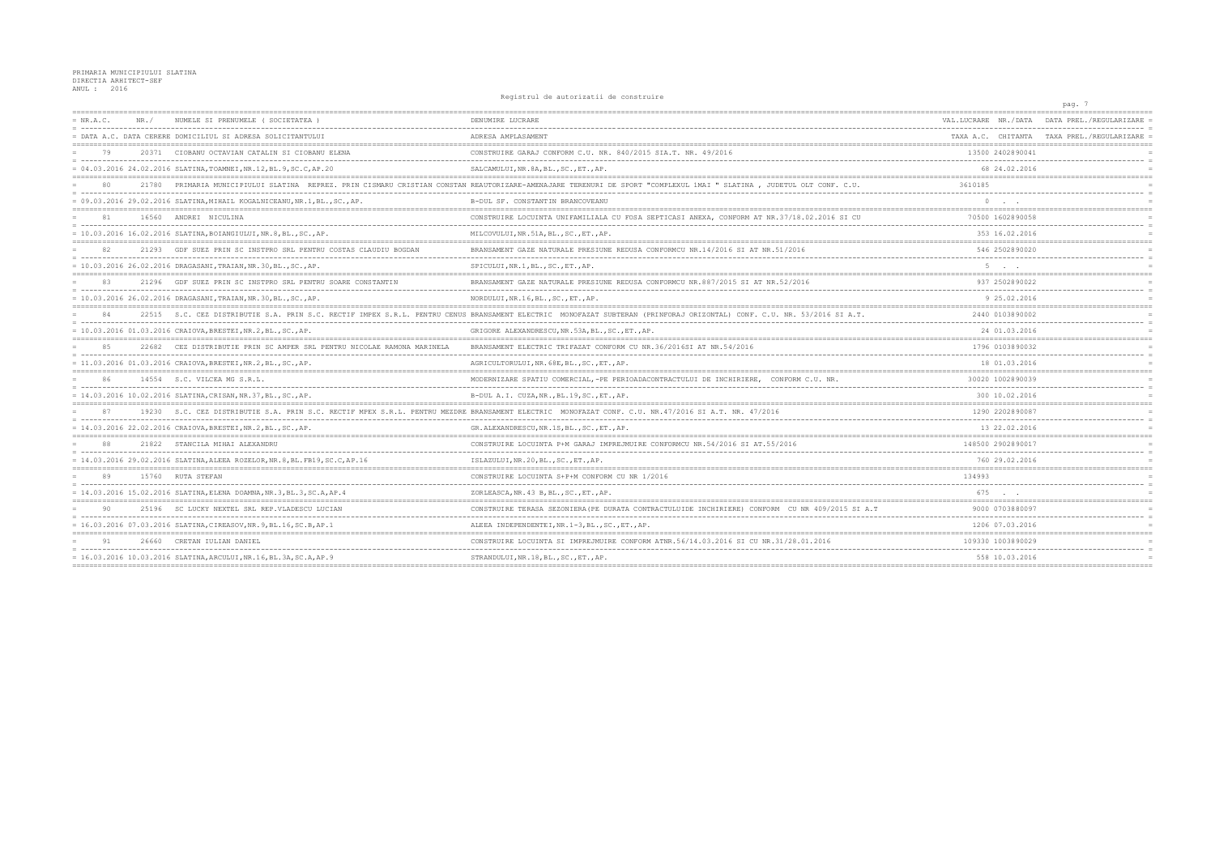PRIMARIA MUNICIPIULUI SLATINA
DIRECTIA ARHITECT-SEF
ANUL : 2016

Registrul de autorizatii de construire

| NR.A.C. / DATA A.C. | NR./ DATA CERERE | NUMELE SI PRENUMELE ( SOCIETATEA ) / DOMICILIUL SI ADRESA SOLICITANTULUI | DENUMIRE LUCRARE / ADRESA AMPLASAMENT | VAL.LUCRARE / TAXA A.C. | NR./DATA CHITANTA | DATA PREL./REGULARIZARE / TAXA PREL./REGULARIZARE |
|---|---|---|---|---|---|---|
| 79 | 20371 | CIOBANU OCTAVIAN CATALIN SI CIOBANU ELENA | CONSTRUIRE GARAJ CONFORM C.U. NR. 840/2015 SIA.T. NR. 49/2016 | 13500 | 2402890041 | |
| 04.03.2016 | 24.02.2016 | SLATINA,TOAMNEI,NR.12,BL.9,SC.C,AP.20 | SALCAMULUI,NR.8A,BL.,SC.,ET.,AP. | 68 | 24.02.2016 | |
| 80 | 21780 | PRIMARIA MUNICIPIULUI SLATINA REPREZ. PRIN CISMARU CRISTIAN CONSTAN | REAUTORIZARE-AMENAJARE TERENURI DE SPORT "COMPLEXUL 1MAI " SLATINA , JUDETUL OLT CONF. C.U. | 3610185 | | |
| 09.03.2016 | 29.02.2016 | SLATINA,MIHAIL KOGALNICEANU,NR.1,BL.,SC.,AP. | B-DUL SF. CONSTANTIN BRANCOVEANU | 0 | . . | |
| 81 | 16560 | ANDREI NICULINA | CONSTRUIRE LOCUINTA UNIFAMILIALA CU FOSA SEPTICASI ANEXA, CONFORM AT NR.37/18.02.2016 SI CU | 70500 | 1602890058 | |
| 10.03.2016 | 16.02.2016 | SLATINA,BOIANGIULUI,NR.8,BL.,SC.,AP. | MILCOVULUI,NR.51A,BL.,SC.,ET.,AP. | 353 | 16.02.2016 | |
| 82 | 21293 | GDF SUEZ PRIN SC INSTPRO SRL PENTRU COSTAS CLAUDIU BOGDAN | BRANSAMENT GAZE NATURALE PRESIUNE REDUSA CONFORMCU NR.14/2016 SI AT NR.51/2016 | 546 | 2502890020 | |
| 10.03.2016 | 26.02.2016 | DRAGASANI,TRAIAN,NR.30,BL.,SC.,AP. | SPICULUI,NR.1,BL.,SC.,ET.,AP. | 5 | . . | |
| 83 | 21296 | GDF SUEZ PRIN SC INSTPRO SRL PENTRU SOARE CONSTANTIN | BRANSAMENT GAZE NATURALE PRESIUNE REDUSA CONFORMCU NR.887/2015 SI AT NR.52/2016 | 937 | 2502890022 | |
| 10.03.2016 | 26.02.2016 | DRAGASANI,TRAIAN,NR.30,BL.,SC.,AP. | NORDULUI,NR.16,BL.,SC.,ET.,AP. | 9 | 25.02.2016 | |
| 84 | 22515 | S.C. CEZ DISTRIBUTIE S.A. PRIN S.C. RECTIF IMPEX S.R.L. PENTRU CENUS | BRANSAMENT ELECTRIC MONOFAZAT SUBTERAN (PRINFORAJ ORIZONTAL) CONF. C.U. NR. 53/2016 SI A.T. | 2440 | 0103890002 | |
| 10.03.2016 | 01.03.2016 | CRAIOVA,BRESTEI,NR.2,BL.,SC.,AP. | GRIGORE ALEXANDRESCU,NR.53A,BL.,SC.,ET.,AP. | 24 | 01.03.2016 | |
| 85 | 22682 | CEZ DISTRIBUTIE PRIN SC AMPER SRL PENTRU NICOLAE RAMONA MARINELA | BRANSAMENT ELECTRIC TRIFAZAT CONFORM CU NR.36/2016SI AT NR.54/2016 | 1796 | 0103890032 | |
| 11.03.2016 | 01.03.2016 | CRAIOVA,BRESTEI,NR.2,BL.,SC.,AP. | AGRICULTORULUI,NR.68E,BL.,SC.,ET.,AP. | 18 | 01.03.2016 | |
| 86 | 14554 | S.C. VILCEA MG S.R.L. | MODERNIZARE SPATIU COMERCIAL,-PE PERIOADACONTRACTULUI DE INCHIRIERE, CONFORM C.U. NR. | 30020 | 1002890039 | |
| 14.03.2016 | 10.02.2016 | SLATINA,CRISAN,NR.37,BL.,SC.,AP. | B-DUL A.I. CUZA,NR.,BL.19,SC.,ET.,AP. | 300 | 10.02.2016 | |
| 87 | 19230 | S.C. CEZ DISTRIBUTIE S.A. PRIN S.C. RECTIF MPEX S.R.L. PENTRU MEZDRE | BRANSAMENT ELECTRIC MONOFAZAT CONF. C.U. NR.47/2016 SI A.T. NR. 47/2016 | 1290 | 2202890087 | |
| 14.03.2016 | 22.02.2016 | CRAIOVA,BRESTEI,NR.2,BL.,SC.,AP. | GR.ALEXANDRESCU,NR.1S,BL.,SC.,ET.,AP. | 13 | 22.02.2016 | |
| 88 | 21822 | STANCILA MIHAI ALEXANDRU | CONSTRUIRE LOCUINTA P+M GARAJ IMPREJMUIRE CONFORMCU NR.54/2016 SI AT.55/2016 | 148500 | 2902890017 | |
| 14.03.2016 | 29.02.2016 | SLATINA,ALEEA ROZELOR,NR.8,BL.FB19,SC.C,AP.16 | ISLAZULUI,NR.20,BL.,SC.,ET.,AP. | 760 | 29.02.2016 | |
| 89 | 15760 | RUTA STEFAN | CONSTRUIRE LOCUINTA S+P+M CONFORM CU NR 1/2016 | 134993 | | |
| 14.03.2016 | 15.02.2016 | SLATINA,ELENA DOAMNA,NR.3,BL.3,SC.A,AP.4 | ZORLEASCA,NR.43 B,BL.,SC.,ET.,AP. | 675 | . . | |
| 90 | 25196 | SC LUCKY NEXTEL SRL REP.VLADESCU LUCIAN | CONSTRUIRE TERASA SEZONIERA(PE DURATA CONTRACTULUIDE INCHIRIERE) CONFORM CU NR 409/2015 SI A.T | 9000 | 0703880097 | |
| 16.03.2016 | 07.03.2016 | SLATINA,CIREASOV,NR.9,BL.16,SC.B,AP.1 | ALEEA INDEPENDENTEI,NR.1-3,BL.,SC.,ET.,AP. | 1206 | 07.03.2016 | |
| 91 | 26660 | CRETAN IULIAN DANIEL | CONSTRUIRE LOCUINTA SI IMPREJMUIRE CONFORM ATNR.56/14.03.2016 SI CU NR.31/28.01.2016 | 109330 | 1003890029 | |
| 16.03.2016 | 10.03.2016 | SLATINA,ARCULUI,NR.16,BL.3A,SC.A,AP.9 | STRANDULUI,NR.18,BL.,SC.,ET.,AP. | 558 | 10.03.2016 | |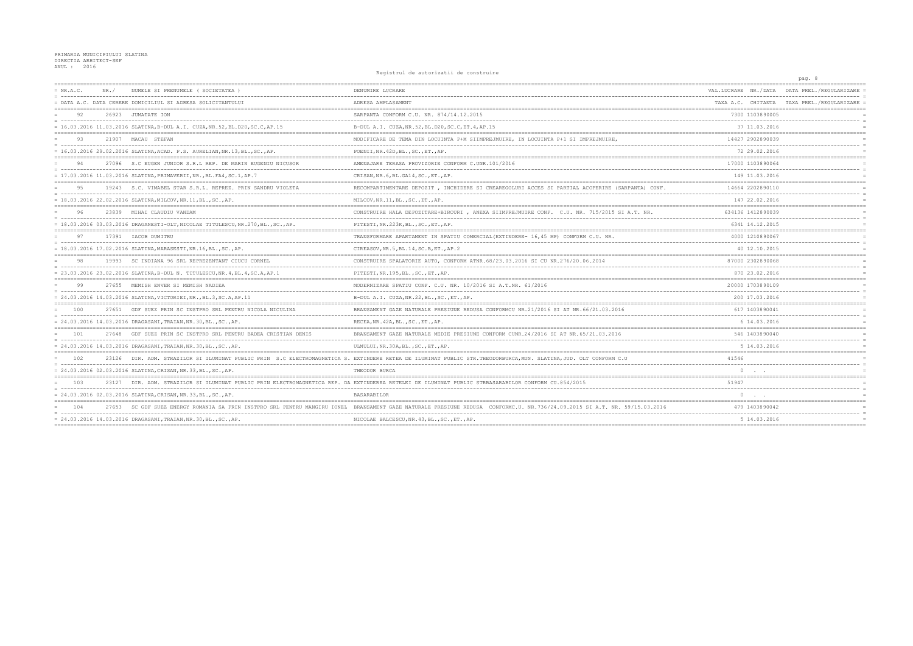PRIMARIA MUNICIPIULUI SLATINA
DIRECTIA ARHITECT-SEF
ANUL : 2016

Registrul de autorizatii de construire

| NR.A.C. / DATA A.C. | NR./ DATA CERERE | NUMELE SI PRENUMELE ( SOCIETATEA ) / DOMICILIUL SI ADRESA SOLICITANTULUI | DENUMIRE LUCRARE / ADRESA AMPLASAMENT | VAL.LUCRARE / TAXA A.C. | NR./DATA CHITANTA | DATA PREL./REGULARIZARE / TAXA PREL./REGULARIZARE |
|---|---|---|---|---|---|---|
| 92 | 26923 | JUMATATE ION | SARPANTA CONFORM C.U. NR. 874/14.12.2015 | 7300 | 1103890005 | |
| 16.03.2016 | 11.03.2016 | SLATINA,B-DUL A.I. CUZA,NR.52,BL.D20,SC.C,AP.15 | B-DUL A.I. CUZA,NR.52,BL.D20,SC.C,ET.4,AP.15 | 37 | 11.03.2016 | |
| 93 | 21907 | MACAU STEFAN | MODIFICARE DE TEMA DIN LOCUINTA P+M SIIMPREJMUIRE, IN LOCUITA P+1 SI IMPREJMUIRE, | 14427 | 2902890039 | |
| 16.03.2016 | 29.02.2016 | SLATINA,ACAD. P.S. AURELIAN,NR.13,BL.,SC.,AP. | POENII,NR.42D,BL.,SC.,ET.,AP. | 72 | 29.02.2016 | |
| 94 | 27096 | S.C EUGEN JUNIOR S.R.L REP. DE MARIN EUGENIU NICUSOR | AMENAJARE TERASA PROVIZORIE CONFORM C.UNR.101/2016 | 17000 | 1103890064 | |
| 17.03.2016 | 11.03.2016 | SLATINA,PRIMAVERII,NR.,BL.FA4,SC.1,AP.7 | CRISAN,NR.6,BL.GA14,SC.,ET.,AP. | 149 | 11.03.2016 | |
| 95 | 19243 | S.C. VIMABEL STAR S.R.L. REPREZ. PRIN SANDRU VIOLETA | RECOMPARTIMENTARE DEPOZIT , INCHIDERE SI CREAREGOLURI ACCES SI PARTIAL ACOPERIRE (SARPANTA) CONF. | 14664 | 2202890110 | |
| 18.03.2016 | 22.02.2016 | SLATINA,MILCOV,NR.11,BL.,SC.,AP. | MILCOV,NR.11,BL.,SC.,ET.,AP. | 147 | 22.02.2016 | |
| 96 | 23839 | MIHAI CLAUDIU VANDAM | CONSTRUIRE HALA DEPOZITARE+BIROURI , ANEXA SIIMPREJMUIRE CONF. C.U. NR. 715/2015 SI A.T. NR. | 634136 | 1412890039 | |
| 18.03.2016 | 03.03.2016 | DRAGANESTI-OLT,NICOLAE TITULESCU,NR.270,BL.,SC.,AP. | PITESTI,NR.223K,BL.,SC.,ET.,AP. | 6341 | 14.12.2015 | |
| 97 | 17391 | IACOB DUMITRU | TRANSFORMARE APARTAMENT IN SPATIU COMERCIAL(EXTINDERE- 16,45 MP) CONFORM C.U. NR. | 4000 | 1210890067 | |
| 18.03.2016 | 17.02.2016 | SLATINA,MARASESTI,NR.16,BL.,SC.,AP. | CIREASOV,NR.5,BL.14,SC.B,ET.,AP.2 | 40 | 12.10.2015 | |
| 98 | 19993 | SC INDIANA 96 SRL REPREZENTANT CIUCU CORNEL | CONSTRUIRE SPALATORIE AUTO, CONFORM ATNR.68/23.03.2016 SI CU NR.276/20.06.2014 | 87000 | 2302890068 | |
| 23.03.2016 | 23.02.2016 | SLATINA,B-DUL N. TITULESCU,NR.4,BL.4,SC.A,AP.1 | PITESTI,NR.195,BL.,SC.,ET.,AP. | 870 | 23.02.2016 | |
| 99 | 27655 | MEMISH ENVER SI MEMISH NADIEA | MODERNIZARE SPATIU CONF. C.U. NR. 10/2016 SI A.T.NR. 61/2016 | 20000 | 1703890109 | |
| 24.03.2016 | 14.03.2016 | SLATINA,VICTORIEI,NR.,BL.3,SC.A,AP.11 | B-DUL A.I. CUZA,NR.22,BL.,SC.,ET.,AP. | 200 | 17.03.2016 | |
| 100 | 27651 | GDF SUEZ PRIN SC INSTPRO SRL PENTRU NICOLA NICULINA | BRANSAMENT GAZE NATURALE PRESIUNE REDUSA CONFORMCU NR.21/2016 SI AT NR.66/21.03.2016 | 617 | 1403890041 | |
| 24.03.2016 | 14.03.2016 | DRAGASANI,TRAIAN,NR.30,BL.,SC.,AP. | RECEA,NR.42A,BL.,SC.,ET.,AP. | 6 | 14.03.2016 | |
| 101 | 27648 | GDF SUEZ PRIN SC INSTPRO SRL PENTRU BADEA CRISTIAN DENIS | BRANSAMENT GAZE NATURALE MEDIE PRESIUNE CONFORM CUNR.24/2016 SI AT NR.65/21.03.2016 | 546 | 1403890040 | |
| 24.03.2016 | 14.03.2016 | DRAGASANI,TRAIAN,NR.30,BL.,SC.,AP. | ULMULUI,NR.30A,BL.,SC.,ET.,AP. | 5 | 14.03.2016 | |
| 102 | 23126 | DIR. ADM. STRAZILOR SI ILUMINAT PUBLIC PRIN S.C ELECTROMAGNETICA S. | EXTINDERE RETEA DE ILUMINAT PUBLIC STR.THEODORBURCA,MUN. SLATINA,JUD. OLT CONFORM C.U | 41546 | | |
| 24.03.2016 | 02.03.2016 | SLATINA,CRISAN,NR.33,BL.,SC.,AP. | THEODOR BURCA | 0 | . . | |
| 103 | 23127 | DIR. ADM. STRAZILOR SI ILUMINAT PUBLIC PRIN ELECTROMAGNETICA REP. DA | EXTINDEREA RETELEI DE ILUMINAT PUBLIC STRBASARABILOR CONFORM CU.854/2015 | 51947 | | |
| 24.03.2016 | 02.03.2016 | SLATINA,CRISAN,NR.33,BL.,SC.,AP. | BASARABILOR | 0 | . . | |
| 104 | 27653 | SC GDF SUEZ ENERGY ROMANIA SA PRIN INSTPRO SRL PENTRU MANGIRU IONEL | BRANSAMENT GAZE NATURALE PRESIUNE REDUSA CONFORMC.U. NR.736/24.09.2015 SI A.T. NR. 59/15.03.2016 | 479 | 1403890042 | |
| 24.03.2016 | 14.03.2016 | DRAGASANI,TRAIAN,NR.30,BL.,SC.,AP. | NICOLAE BALCESCU,NR.43,BL.,SC.,ET.,AP. | 5 | 14.03.2016 | |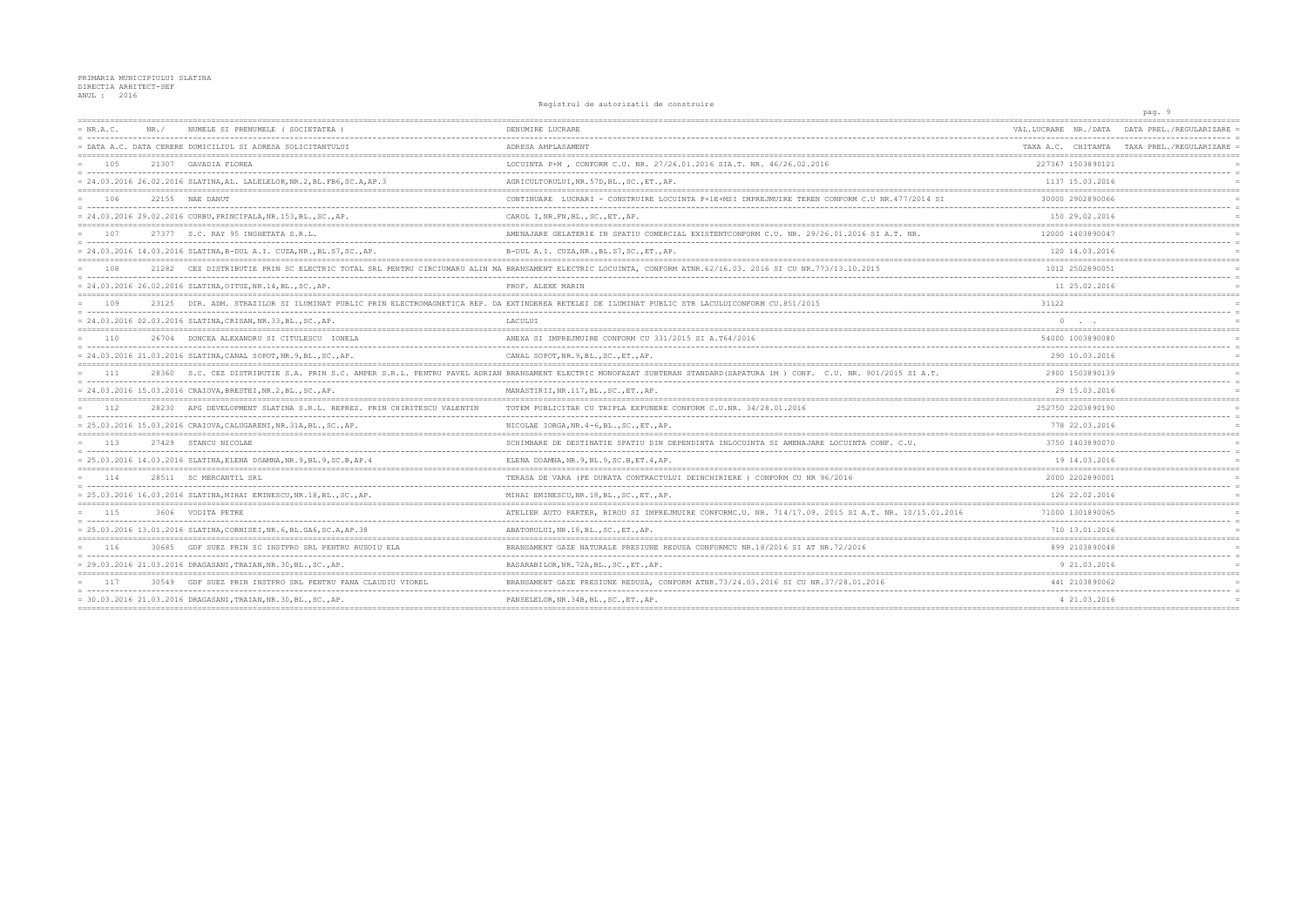PRIMARIA MUNICIPIULUI SLATINA
DIRECTIA ARHITECT-SEF
ANUL : 2016

Registrul de autorizatii de construire

| NR.A.C. / DATA A.C. | NR./ DATA CERERE | NUMELE SI PRENUMELE ( SOCIETATEA ) / DOMICILIUL SI ADRESA SOLICITANTULUI | DENUMIRE LUCRARE / ADRESA AMPLASAMENT | VAL.LUCRARE / TAXA A.C. | NR./DATA CHITANTA | DATA PREL./REGULARIZARE / TAXA PREL./REGULARIZARE |
|---|---|---|---|---|---|---|
| 105 | 21307 | GAVADIA FLOREA | LOCUINTA P+M , CONFORM C.U. NR. 27/26.01.2016 SIA.T. NR. 46/26.02.2016 | 227367 | 1503890121 | |
| 24.03.2016 | 26.02.2016 | SLATINA,AL. LALELELOR,NR.2,BL.FB6,SC.A,AP.3 | AGRICULTORULUI,NR.57D,BL.,SC.,ET.,AP. | 1137 | 15.03.2016 | |
| 106 | 22155 | NAE DANUT | CONTINUARE LUCRARI - CONSTRUIRE LOCUINTA P+1E+MSI IMPREJMUIRE TEREN CONFORM C.U NR.477/2014 SI | 30000 | 2902890066 | |
| 24.03.2016 | 29.02.2016 | CORBU,PRINCIPALA,NR.153,BL.,SC.,AP. | CAROL I,NR.FN,BL.,SC.,ET.,AP. | 150 | 29.02.2016 | |
| 107 | 27377 | S.C. RAY 95 INGHETATA S.R.L. | AMENAJARE GELATERIE IN SPATIU COMERCIAL EXISTENTCONFORM C.U. NR. 29/26.01.2016 SI A.T. NR. | 12000 | 1403890047 | |
| 24.03.2016 | 14.03.2016 | SLATINA,B-DUL A.I. CUZA,NR.,BL.S7,SC.,AP. | B-DUL A.I. CUZA,NR.,BL.S7,SC.,ET.,AP. | 120 | 14.03.2016 | |
| 108 | 21282 | CEZ DISTRIBUTIE PRIN SC ELECTRIC TOTAL SRL PENTRU CIRCIUMARU ALIN MA | BRANSAMENT ELECTRIC LOCUINTA, CONFORM ATNR.62/16.03. 2016 SI CU NR.773/13.10.2015 | 1012 | 2502890051 | |
| 24.03.2016 | 26.02.2016 | SLATINA,OITUZ,NR.14,BL.,SC.,AP. | PROF. ALEXE MARIN | 11 | 25.02.2016 | |
| 109 | 23125 | DIR. ADM. STRAZILOR SI ILUMINAT PUBLIC PRIN ELECTROMAGNETICA REP. DA | EXTINDEREA RETELEI DE ILUMINAT PUBLIC STR LACULUICONFORM CU.851/2015 | 31122 | | |
| 24.03.2016 | 02.03.2016 | SLATINA,CRISAN,NR.33,BL.,SC.,AP. | LACULUI | 0 | . . | |
| 110 | 26704 | DONCEA ALEXANDRU SI CITULESCU IONELA | ANEXA SI IMPREJMUIRE CONFORM CU 331/2015 SI A.T64/2016 | 54000 | 1003890080 | |
| 24.03.2016 | 21.03.2016 | SLATINA,CANAL SOPOT,NR.9,BL.,SC.,AP. | CANAL SOPOT,NR.9,BL.,SC.,ET.,AP. | 290 | 10.03.2016 | |
| 111 | 28360 | S.C. CEZ DISTRIBUTIE S.A. PRIN S.C. AMPER S.R.L. PENTRU PAVEL ADRIAN | BRANSAMENT ELECTRIC MONOFAZAT SUBTERAN STANDARD(SAPATURA 1M ) CONF. C.U. NR. 901/2015 SI A.T. | 2900 | 1503890139 | |
| 24.03.2016 | 15.03.2016 | CRAIOVA,BRESTEI,NR.2,BL.,SC.,AP. | MANASTIRII,NR.117,BL.,SC.,ET.,AP. | 29 | 15.03.2016 | |
| 112 | 28230 | APG DEVELOPMENT SLATINA S.R.L. REPREZ. PRIN CHIRITESCU VALENTIN | TOTEM PUBLICITAR CU TRIPLA EXPUNERE CONFORM C.U.NR. 34/28.01.2016 | 252750 | 2203890190 | |
| 25.03.2016 | 15.03.2016 | CRAIOVA,CALUGARENI,NR.31A,BL.,SC.,AP. | NICOLAE IORGA,NR.4-6,BL.,SC.,ET.,AP. | 778 | 22.03.2016 | |
| 113 | 27429 | STANCU NICOLAE | SCHIMBARE DE DESTINATIE SPATIU DIN DEPENDINTA INLOCUINTA SI AMENAJARE LOCUINTA CONF. C.U. | 3750 | 1403890070 | |
| 25.03.2016 | 14.03.2016 | SLATINA,ELENA DOAMNA,NR.9,BL.9,SC.B,AP.4 | ELENA DOAMNA,NR.9,BL.9,SC.B,ET.4,AP. | 19 | 14.03.2016 | |
| 114 | 28511 | SC MERCANTIL SRL | TERASA DE VARA (PE DURATA CONTRACTULUI DEINCHIRIERE ) CONFORM CU NR 96/2016 | 2000 | 2202890001 | |
| 25.03.2016 | 16.03.2016 | SLATINA,MIHAI EMINESCU,NR.18,BL.,SC.,AP. | MIHAI EMINESCU,NR.18,BL.,SC.,ET.,AP. | 126 | 22.02.2016 | |
| 115 | 3606 | VODITA PETRE | ATELIER AUTO PARTER, BIROU SI IMPREJMUIRE CONFORMC.U. NR. 714/17.09. 2015 SI A.T. NR. 10/15.01.2016 | 71000 | 1301890065 | |
| 25.03.2016 | 13.01.2016 | SLATINA,CORNISEI,NR.6,BL.GA6,SC.A,AP.38 | ABATORULUI,NR.18,BL.,SC.,ET.,AP. | 710 | 13.01.2016 | |
| 116 | 30685 | GDF SUEZ PRIN SC INSTPRO SRL PENTRU RUSOIU ELA | BRANSAMENT GAZE NATURALE PRESIUNE REDUSA CONFORMCU NR.18/2016 SI AT NR.72/2016 | 899 | 2103890048 | |
| 29.03.2016 | 21.03.2016 | DRAGASANI,TRAIAN,NR.30,BL.,SC.,AP. | BASARABILOR,NR.72A,BL.,SC.,ET.,AP. | 9 | 21.03.2016 | |
| 117 | 30549 | GDF SUEZ PRIN INSTPRO SRL PENTRU FANA CLAUDIU VIOREL | BRANSAMENT GAZE PRESIUNE REDUSA, CONFORM ATNR.73/24.03.2016 SI CU NR.37/28.01.2016 | 441 | 2103890062 | |
| 30.03.2016 | 21.03.2016 | DRAGASANI,TRAIAN,NR.30,BL.,SC.,AP. | PANSELELOR,NR.34B,BL.,SC.,ET.,AP. | 4 | 21.03.2016 | |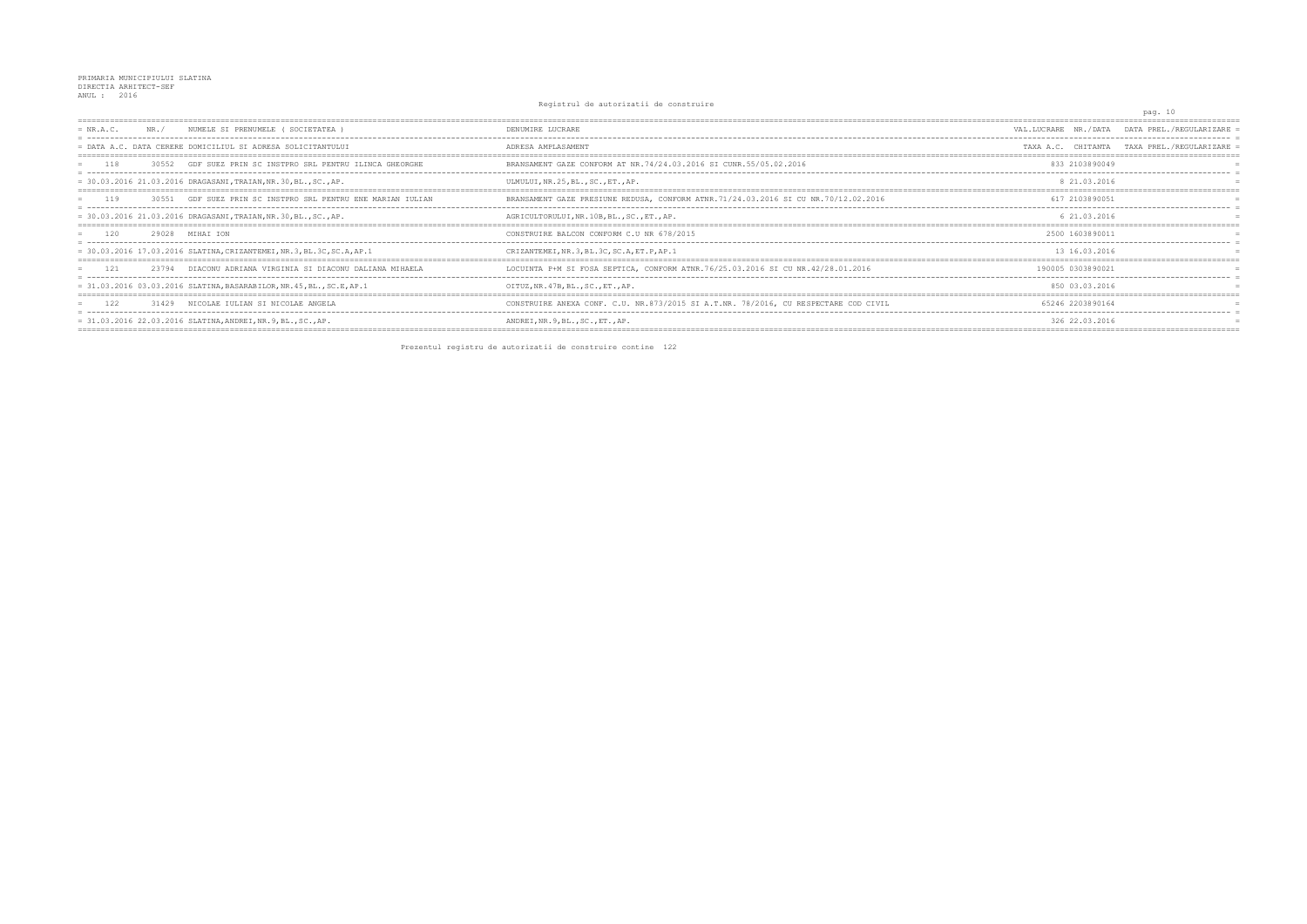PRIMARIA MUNICIPIULUI SLATINA
DIRECTIA ARHITECT-SEF
ANUL : 2016

Registrul de autorizatii de construire

| NR.A.C. / DATA A.C. | NR./ DATA CERERE | NUMELE SI PRENUMELE ( SOCIETATEA ) / DOMICILIUL SI ADRESA SOLICITANTULUI | DENUMIRE LUCRARE / ADRESA AMPLASAMENT | VAL.LUCRARE / TAXA A.C. | NR./DATA CHITANTA | DATA PREL./REGULARIZARE / TAXA PREL./REGULARIZARE |
|---|---|---|---|---|---|---|
| 118 | 30552 | GDF SUEZ PRIN SC INSTPRO SRL PENTRU ILINCA GHEORGHE | BRANSAMENT GAZE CONFORM AT NR.74/24.03.2016 SI CUNR.55/05.02.2016 | 833 | 2103890049 | |
| 30.03.2016 | 21.03.2016 | DRAGASANI,TRAIAN,NR.30,BL.,SC.,AP. | ULMULUI,NR.25,BL.,SC.,ET.,AP. | 8 | 21.03.2016 | |
| 119 | 30551 | GDF SUEZ PRIN SC INSTPRO SRL PENTRU ENE MARIAN IULIAN | BRANSAMENT GAZE PRESIUNE REDUSA, CONFORM ATNR.71/24.03.2016 SI CU NR.70/12.02.2016 | 617 | 2103890051 | |
| 30.03.2016 | 21.03.2016 | DRAGASANI,TRAIAN,NR.30,BL.,SC.,AP. | AGRICULTORULUI,NR.10B,BL.,SC.,ET.,AP. | 6 | 21.03.2016 | |
| 120 | 29028 | MIHAI ION | CONSTRUIRE BALCON CONFORM C.U NR 678/2015 | 2500 | 1603890011 | |
| 30.03.2016 | 17.03.2016 | SLATINA,CRIZANTEMEI,NR.3,BL.3C,SC.A,AP.1 | CRIZANTEMEI,NR.3,BL.3C,SC.A,ET.P,AP.1 | 13 | 16.03.2016 | |
| 121 | 23794 | DIACONU ADRIANA VIRGINIA SI DIACONU DALIANA MIHAELA | LOCUINTA P+M SI FOSA SEPTICA, CONFORM ATNR.76/25.03.2016 SI CU NR.42/28.01.2016 | 190005 | 0303890021 | |
| 31.03.2016 | 03.03.2016 | SLATINA,BASARABILOR,NR.45,BL.,SC.E,AP.1 | OITUZ,NR.47B,BL.,SC.,ET.,AP. | 850 | 03.03.2016 | |
| 122 | 31429 | NICOLAE IULIAN SI NICOLAE ANGELA | CONSTRUIRE ANEXA CONF. C.U. NR.873/2015 SI A.T.NR. 78/2016, CU RESPECTARE COD CIVIL | 65246 | 2203890164 | |
| 31.03.2016 | 22.03.2016 | SLATINA,ANDREI,NR.9,BL.,SC.,AP. | ANDREI,NR.9,BL.,SC.,ET.,AP. | 326 | 22.03.2016 | |

Prezentul registru de autorizatii de construire contine 122